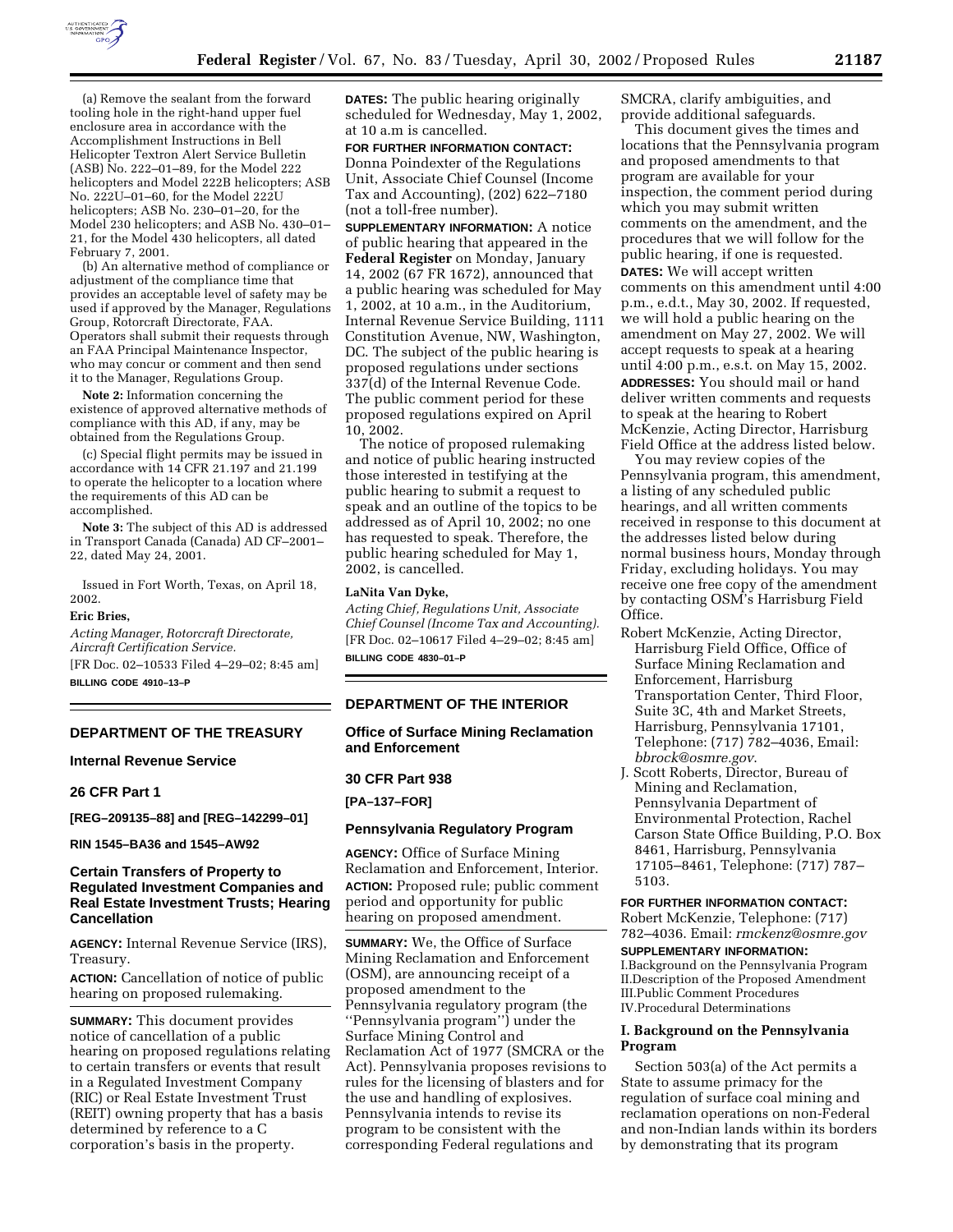(a) Remove the sealant from the forward tooling hole in the right-hand upper fuel enclosure area in accordance with the Accomplishment Instructions in Bell Helicopter Textron Alert Service Bulletin (ASB) No. 222–01–89, for the Model 222 helicopters and Model 222B helicopters; ASB No. 222U–01–60, for the Model 222U helicopters; ASB No. 230–01–20, for the Model 230 helicopters; and ASB No. 430–01–21, for the Model 430 helicopters, all dated February 7, 2001.

(b) An alternative method of compliance or adjustment of the compliance time that provides an acceptable level of safety may be used if approved by the Manager, Regulations Group, Rotorcraft Directorate, FAA. Operators shall submit their requests through an FAA Principal Maintenance Inspector, who may concur or comment and then send it to the Manager, Regulations Group.

**Note 2:** Information concerning the existence of approved alternative methods of compliance with this AD, if any, may be obtained from the Regulations Group.

(c) Special flight permits may be issued in accordance with 14 CFR 21.197 and 21.199 to operate the helicopter to a location where the requirements of this AD can be accomplished.

**Note 3:** The subject of this AD is addressed in Transport Canada (Canada) AD CF–2001–22, dated May 24, 2001.

Issued in Fort Worth, Texas, on April 18, 2002.

**Eric Bries,**

*Acting Manager, Rotorcraft Directorate, Aircraft Certification Service.*

[FR Doc. 02–10533 Filed 4–29–02; 8:45 am]

**BILLING CODE 4910–13–P**

## DEPARTMENT OF THE TREASURY

### Internal Revenue Service

### 26 CFR Part 1

**[REG–209135–88] and [REG–142299–01]**

**RIN 1545–BA36 and 1545–AW92**

### Certain Transfers of Property to Regulated Investment Companies and Real Estate Investment Trusts; Hearing Cancellation

**AGENCY:** Internal Revenue Service (IRS), Treasury.

**ACTION:** Cancellation of notice of public hearing on proposed rulemaking.

**SUMMARY:** This document provides notice of cancellation of a public hearing on proposed regulations relating to certain transfers or events that result in a Regulated Investment Company (RIC) or Real Estate Investment Trust (REIT) owning property that has a basis determined by reference to a C corporation's basis in the property.

**DATES:** The public hearing originally scheduled for Wednesday, May 1, 2002, at 10 a.m is cancelled.

**FOR FURTHER INFORMATION CONTACT:** Donna Poindexter of the Regulations Unit, Associate Chief Counsel (Income Tax and Accounting), (202) 622–7180 (not a toll-free number).

**SUPPLEMENTARY INFORMATION:** A notice of public hearing that appeared in the **Federal Register** on Monday, January 14, 2002 (67 FR 1672), announced that a public hearing was scheduled for May 1, 2002, at 10 a.m., in the Auditorium, Internal Revenue Service Building, 1111 Constitution Avenue, NW, Washington, DC. The subject of the public hearing is proposed regulations under sections 337(d) of the Internal Revenue Code. The public comment period for these proposed regulations expired on April 10, 2002.

The notice of proposed rulemaking and notice of public hearing instructed those interested in testifying at the public hearing to submit a request to speak and an outline of the topics to be addressed as of April 10, 2002; no one has requested to speak. Therefore, the public hearing scheduled for May 1, 2002, is cancelled.

**LaNita Van Dyke,**

*Acting Chief, Regulations Unit, Associate Chief Counsel (Income Tax and Accounting).*

[FR Doc. 02–10617 Filed 4–29–02; 8:45 am]

**BILLING CODE 4830–01–P**

## DEPARTMENT OF THE INTERIOR

### Office of Surface Mining Reclamation and Enforcement

### 30 CFR Part 938

**[PA–137–FOR]**

### Pennsylvania Regulatory Program

**AGENCY:** Office of Surface Mining Reclamation and Enforcement, Interior.

**ACTION:** Proposed rule; public comment period and opportunity for public hearing on proposed amendment.

**SUMMARY:** We, the Office of Surface Mining Reclamation and Enforcement (OSM), are announcing receipt of a proposed amendment to the Pennsylvania regulatory program (the "Pennsylvania program") under the Surface Mining Control and Reclamation Act of 1977 (SMCRA or the Act). Pennsylvania proposes revisions to rules for the licensing of blasters and for the use and handling of explosives. Pennsylvania intends to revise its program to be consistent with the corresponding Federal regulations and SMCRA, clarify ambiguities, and provide additional safeguards.

This document gives the times and locations that the Pennsylvania program and proposed amendments to that program are available for your inspection, the comment period during which you may submit written comments on the amendment, and the procedures that we will follow for the public hearing, if one is requested.

**DATES:** We will accept written comments on this amendment until 4:00 p.m., e.d.t., May 30, 2002. If requested, we will hold a public hearing on the amendment on May 27, 2002. We will accept requests to speak at a hearing until 4:00 p.m., e.s.t. on May 15, 2002.

**ADDRESSES:** You should mail or hand deliver written comments and requests to speak at the hearing to Robert McKenzie, Acting Director, Harrisburg Field Office at the address listed below.

You may review copies of the Pennsylvania program, this amendment, a listing of any scheduled public hearings, and all written comments received in response to this document at the addresses listed below during normal business hours, Monday through Friday, excluding holidays. You may receive one free copy of the amendment by contacting OSM's Harrisburg Field Office.

Robert McKenzie, Acting Director, Harrisburg Field Office, Office of Surface Mining Reclamation and Enforcement, Harrisburg Transportation Center, Third Floor, Suite 3C, 4th and Market Streets, Harrisburg, Pennsylvania 17101, Telephone: (717) 782–4036, Email: *bbrock@osmre.gov*.

J. Scott Roberts, Director, Bureau of Mining and Reclamation, Pennsylvania Department of Environmental Protection, Rachel Carson State Office Building, P.O. Box 8461, Harrisburg, Pennsylvania 17105–8461, Telephone: (717) 787–5103.

**FOR FURTHER INFORMATION CONTACT:** Robert McKenzie, Telephone: (717) 782–4036. Email: *rmckenz@osmre.gov*

**SUPPLEMENTARY INFORMATION:**

I.Background on the Pennsylvania Program
II.Description of the Proposed Amendment
III.Public Comment Procedures
IV.Procedural Determinations

### I. Background on the Pennsylvania Program

Section 503(a) of the Act permits a State to assume primacy for the regulation of surface coal mining and reclamation operations on non-Federal and non-Indian lands within its borders by demonstrating that its program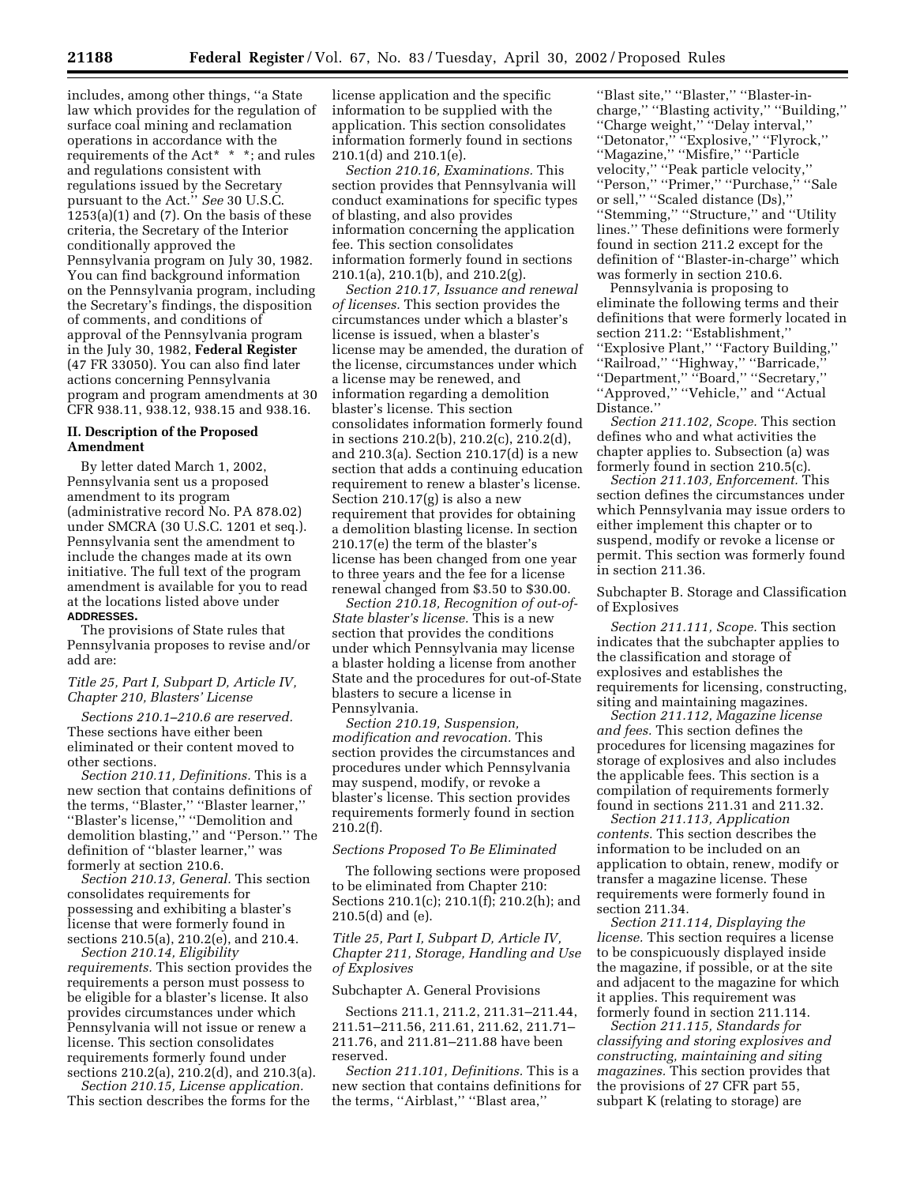includes, among other things, ''a State law which provides for the regulation of surface coal mining and reclamation operations in accordance with the requirements of the Act* * *; and rules and regulations consistent with regulations issued by the Secretary pursuant to the Act.'' *See* 30 U.S.C. 1253(a)(1) and (7). On the basis of these criteria, the Secretary of the Interior conditionally approved the Pennsylvania program on July 30, 1982. You can find background information on the Pennsylvania program, including the Secretary's findings, the disposition of comments, and conditions of approval of the Pennsylvania program in the July 30, 1982, **Federal Register** (47 FR 33050). You can also find later actions concerning Pennsylvania program and program amendments at 30 CFR 938.11, 938.12, 938.15 and 938.16.

## II. Description of the Proposed Amendment

By letter dated March 1, 2002, Pennsylvania sent us a proposed amendment to its program (administrative record No. PA 878.02) under SMCRA (30 U.S.C. 1201 et seq.). Pennsylvania sent the amendment to include the changes made at its own initiative. The full text of the program amendment is available for you to read at the locations listed above under **ADDRESSES.**

The provisions of State rules that Pennsylvania proposes to revise and/or add are:

### *Title 25, Part I, Subpart D, Article IV, Chapter 210, Blasters' License*

*Sections 210.1–210.6 are reserved.* These sections have either been eliminated or their content moved to other sections.

*Section 210.11, Definitions.* This is a new section that contains definitions of the terms, ''Blaster,'' ''Blaster learner,'' ''Blaster's license,'' ''Demolition and demolition blasting,'' and ''Person.'' The definition of ''blaster learner,'' was formerly at section 210.6.

*Section 210.13, General.* This section consolidates requirements for possessing and exhibiting a blaster's license that were formerly found in sections 210.5(a), 210.2(e), and 210.4.

*Section 210.14, Eligibility requirements.* This section provides the requirements a person must possess to be eligible for a blaster's license. It also provides circumstances under which Pennsylvania will not issue or renew a license. This section consolidates requirements formerly found under sections 210.2(a), 210.2(d), and 210.3(a).

*Section 210.15, License application.* This section describes the forms for the license application and the specific information to be supplied with the application. This section consolidates information formerly found in sections 210.1(d) and 210.1(e).

*Section 210.16, Examinations.* This section provides that Pennsylvania will conduct examinations for specific types of blasting, and also provides information concerning the application fee. This section consolidates information formerly found in sections 210.1(a), 210.1(b), and 210.2(g).

*Section 210.17, Issuance and renewal of licenses.* This section provides the circumstances under which a blaster's license is issued, when a blaster's license may be amended, the duration of the license, circumstances under which a license may be renewed, and information regarding a demolition blaster's license. This section consolidates information formerly found in sections 210.2(b), 210.2(c), 210.2(d), and 210.3(a). Section 210.17(d) is a new section that adds a continuing education requirement to renew a blaster's license. Section 210.17(g) is also a new requirement that provides for obtaining a demolition blasting license. In section 210.17(e) the term of the blaster's license has been changed from one year to three years and the fee for a license renewal changed from $3.50 to $30.00.

*Section 210.18, Recognition of out-of-State blaster's license.* This is a new section that provides the conditions under which Pennsylvania may license a blaster holding a license from another State and the procedures for out-of-State blasters to secure a license in Pennsylvania.

*Section 210.19, Suspension, modification and revocation.* This section provides the circumstances and procedures under which Pennsylvania may suspend, modify, or revoke a blaster's license. This section provides requirements formerly found in section 210.2(f).

### *Sections Proposed To Be Eliminated*

The following sections were proposed to be eliminated from Chapter 210: Sections 210.1(c); 210.1(f); 210.2(h); and 210.5(d) and (e).

### *Title 25, Part I, Subpart D, Article IV, Chapter 211, Storage, Handling and Use of Explosives*

Subchapter A. General Provisions

Sections 211.1, 211.2, 211.31–211.44, 211.51–211.56, 211.61, 211.62, 211.71–211.76, and 211.81–211.88 have been reserved.

*Section 211.101, Definitions.* This is a new section that contains definitions for the terms, ''Airblast,'' ''Blast area,'' ''Blast site,'' ''Blaster,'' ''Blaster-in-charge,'' ''Blasting activity,'' ''Building,'' ''Charge weight,'' ''Delay interval,'' ''Detonator,'' ''Explosive,'' ''Flyrock,'' ''Magazine,'' ''Misfire,'' ''Particle velocity,'' ''Peak particle velocity,'' ''Person,'' ''Primer,'' ''Purchase,'' ''Sale or sell,'' ''Scaled distance (Ds),'' ''Stemming,'' ''Structure,'' and ''Utility lines.'' These definitions were formerly found in section 211.2 except for the definition of ''Blaster-in-charge'' which was formerly in section 210.6.

Pennsylvania is proposing to eliminate the following terms and their definitions that were formerly located in section 211.2: ''Establishment,'' ''Explosive Plant,'' ''Factory Building,'' ''Railroad,'' ''Highway,'' ''Barricade,'' ''Department,'' ''Board,'' ''Secretary,'' ''Approved,'' ''Vehicle,'' and ''Actual Distance.''

*Section 211.102, Scope.* This section defines who and what activities the chapter applies to. Subsection (a) was formerly found in section 210.5(c).

*Section 211.103, Enforcement.* This section defines the circumstances under which Pennsylvania may issue orders to either implement this chapter or to suspend, modify or revoke a license or permit. This section was formerly found in section 211.36.

Subchapter B. Storage and Classification of Explosives

*Section 211.111, Scope.* This section indicates that the subchapter applies to the classification and storage of explosives and establishes the requirements for licensing, constructing, siting and maintaining magazines.

*Section 211.112, Magazine license and fees.* This section defines the procedures for licensing magazines for storage of explosives and also includes the applicable fees. This section is a compilation of requirements formerly found in sections 211.31 and 211.32.

*Section 211.113, Application contents.* This section describes the information to be included on an application to obtain, renew, modify or transfer a magazine license. These requirements were formerly found in section 211.34.

*Section 211.114, Displaying the license.* This section requires a license to be conspicuously displayed inside the magazine, if possible, or at the site and adjacent to the magazine for which it applies. This requirement was formerly found in section 211.114.

*Section 211.115, Standards for classifying and storing explosives and constructing, maintaining and siting magazines.* This section provides that the provisions of 27 CFR part 55, subpart K (relating to storage) are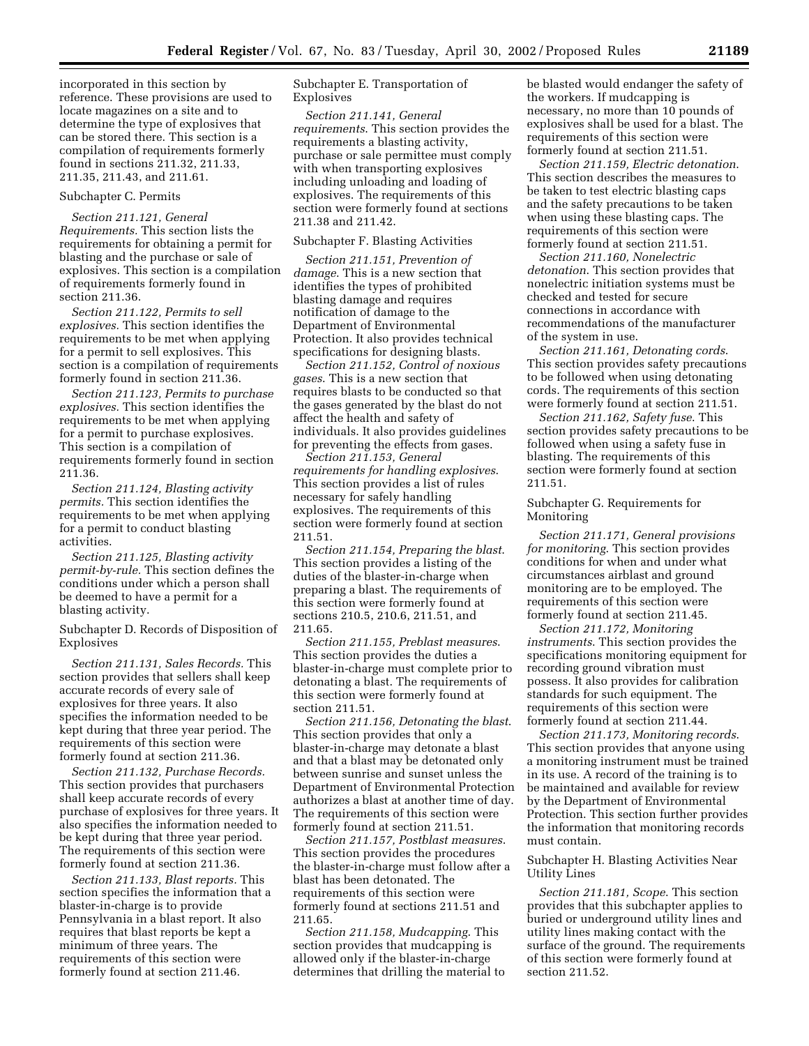incorporated in this section by reference. These provisions are used to locate magazines on a site and to determine the type of explosives that can be stored there. This section is a compilation of requirements formerly found in sections 211.32, 211.33, 211.35, 211.43, and 211.61.

Subchapter C. Permits

*Section 211.121, General Requirements.* This section lists the requirements for obtaining a permit for blasting and the purchase or sale of explosives. This section is a compilation of requirements formerly found in section 211.36.

*Section 211.122, Permits to sell explosives.* This section identifies the requirements to be met when applying for a permit to sell explosives. This section is a compilation of requirements formerly found in section 211.36.

*Section 211.123, Permits to purchase explosives.* This section identifies the requirements to be met when applying for a permit to purchase explosives. This section is a compilation of requirements formerly found in section 211.36.

*Section 211.124, Blasting activity permits.* This section identifies the requirements to be met when applying for a permit to conduct blasting activities.

*Section 211.125, Blasting activity permit-by-rule.* This section defines the conditions under which a person shall be deemed to have a permit for a blasting activity.

Subchapter D. Records of Disposition of Explosives

*Section 211.131, Sales Records.* This section provides that sellers shall keep accurate records of every sale of explosives for three years. It also specifies the information needed to be kept during that three year period. The requirements of this section were formerly found at section 211.36.

*Section 211.132, Purchase Records.* This section provides that purchasers shall keep accurate records of every purchase of explosives for three years. It also specifies the information needed to be kept during that three year period. The requirements of this section were formerly found at section 211.36.

*Section 211.133, Blast reports.* This section specifies the information that a blaster-in-charge is to provide Pennsylvania in a blast report. It also requires that blast reports be kept a minimum of three years. The requirements of this section were formerly found at section 211.46.

Subchapter E. Transportation of Explosives

*Section 211.141, General requirements.* This section provides the requirements a blasting activity, purchase or sale permittee must comply with when transporting explosives including unloading and loading of explosives. The requirements of this section were formerly found at sections 211.38 and 211.42.

Subchapter F. Blasting Activities

*Section 211.151, Prevention of damage.* This is a new section that identifies the types of prohibited blasting damage and requires notification of damage to the Department of Environmental Protection. It also provides technical specifications for designing blasts.

*Section 211.152, Control of noxious gases.* This is a new section that requires blasts to be conducted so that the gases generated by the blast do not affect the health and safety of individuals. It also provides guidelines for preventing the effects from gases.

*Section 211.153, General requirements for handling explosives.* This section provides a list of rules necessary for safely handling explosives. The requirements of this section were formerly found at section 211.51.

*Section 211.154, Preparing the blast.* This section provides a listing of the duties of the blaster-in-charge when preparing a blast. The requirements of this section were formerly found at sections 210.5, 210.6, 211.51, and 211.65.

*Section 211.155, Preblast measures.* This section provides the duties a blaster-in-charge must complete prior to detonating a blast. The requirements of this section were formerly found at section 211.51.

*Section 211.156, Detonating the blast.* This section provides that only a blaster-in-charge may detonate a blast and that a blast may be detonated only between sunrise and sunset unless the Department of Environmental Protection authorizes a blast at another time of day. The requirements of this section were formerly found at section 211.51.

*Section 211.157, Postblast measures.* This section provides the procedures the blaster-in-charge must follow after a blast has been detonated. The requirements of this section were formerly found at sections 211.51 and 211.65.

*Section 211.158, Mudcapping.* This section provides that mudcapping is allowed only if the blaster-in-charge determines that drilling the material to be blasted would endanger the safety of the workers. If mudcapping is necessary, no more than 10 pounds of explosives shall be used for a blast. The requirements of this section were formerly found at section 211.51.

*Section 211.159, Electric detonation.* This section describes the measures to be taken to test electric blasting caps and the safety precautions to be taken when using these blasting caps. The requirements of this section were formerly found at section 211.51.

*Section 211.160, Nonelectric detonation.* This section provides that nonelectric initiation systems must be checked and tested for secure connections in accordance with recommendations of the manufacturer of the system in use.

*Section 211.161, Detonating cords.* This section provides safety precautions to be followed when using detonating cords. The requirements of this section were formerly found at section 211.51.

*Section 211.162, Safety fuse.* This section provides safety precautions to be followed when using a safety fuse in blasting. The requirements of this section were formerly found at section 211.51.

Subchapter G. Requirements for Monitoring

*Section 211.171, General provisions for monitoring.* This section provides conditions for when and under what circumstances airblast and ground monitoring are to be employed. The requirements of this section were formerly found at section 211.45.

*Section 211.172, Monitoring instruments.* This section provides the specifications monitoring equipment for recording ground vibration must possess. It also provides for calibration standards for such equipment. The requirements of this section were formerly found at section 211.44.

*Section 211.173, Monitoring records.* This section provides that anyone using a monitoring instrument must be trained in its use. A record of the training is to be maintained and available for review by the Department of Environmental Protection. This section further provides the information that monitoring records must contain.

Subchapter H. Blasting Activities Near Utility Lines

*Section 211.181, Scope.* This section provides that this subchapter applies to buried or underground utility lines and utility lines making contact with the surface of the ground. The requirements of this section were formerly found at section 211.52.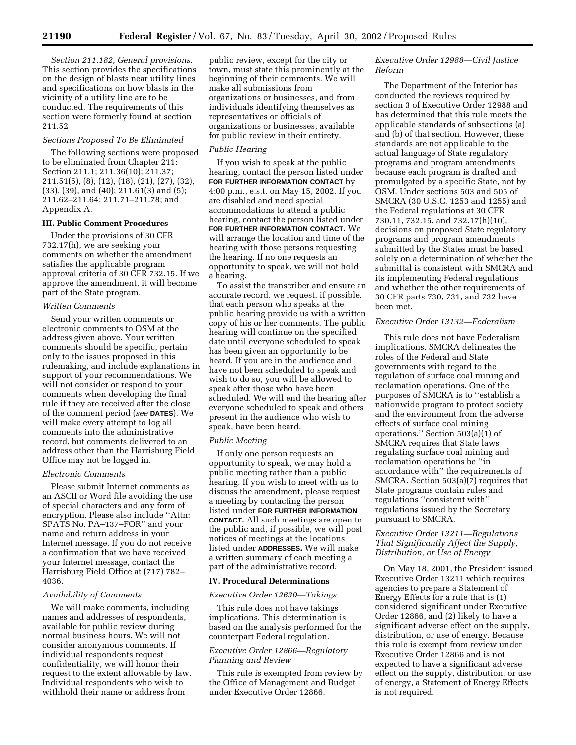*Section 211.182, General provisions.* This section provides the specifications on the design of blasts near utility lines and specifications on how blasts in the vicinity of a utility line are to be conducted. The requirements of this section were formerly found at section 211.52

*Sections Proposed To Be Eliminated*

The following sections were proposed to be eliminated from Chapter 211: Section 211.1; 211.36(10); 211.37; 211.51(5), (8), (12), (18), (21), (27), (32), (33), (39), and (40); 211.61(3) and (5); 211.62–211.64; 211.71–211.78; and Appendix A.

### III. Public Comment Procedures

Under the provisions of 30 CFR 732.17(h), we are seeking your comments on whether the amendment satisfies the applicable program approval criteria of 30 CFR 732.15. If we approve the amendment, it will become part of the State program.

*Written Comments*

Send your written comments or electronic comments to OSM at the address given above. Your written comments should be specific, pertain only to the issues proposed in this rulemaking, and include explanations in support of your recommendations. We will not consider or respond to your comments when developing the final rule if they are received after the close of the comment period (*see* **DATES**). We will make every attempt to log all comments into the administrative record, but comments delivered to an address other than the Harrisburg Field Office may not be logged in.

*Electronic Comments*

Please submit Internet comments as an ASCII or Word file avoiding the use of special characters and any form of encryption. Please also include ''Attn: SPATS No. PA–137–FOR'' and your name and return address in your Internet message. If you do not receive a confirmation that we have received your Internet message, contact the Harrisburg Field Office at (717) 782–4036.

*Availability of Comments*

We will make comments, including names and addresses of respondents, available for public review during normal business hours. We will not consider anonymous comments. If individual respondents request confidentiality, we will honor their request to the extent allowable by law. Individual respondents who wish to withhold their name or address from public review, except for the city or town, must state this prominently at the beginning of their comments. We will make all submissions from organizations or businesses, and from individuals identifying themselves as representatives or officials of organizations or businesses, available for public review in their entirety.

*Public Hearing*

If you wish to speak at the public hearing, contact the person listed under **FOR FURTHER INFORMATION CONTACT** by 4:00 p.m., e.s.t. on May 15, 2002. If you are disabled and need special accommodations to attend a public hearing, contact the person listed under **FOR FURTHER INFORMATION CONTACT.** We will arrange the location and time of the hearing with those persons requesting the hearing. If no one requests an opportunity to speak, we will not hold a hearing.

To assist the transcriber and ensure an accurate record, we request, if possible, that each person who speaks at the public hearing provide us with a written copy of his or her comments. The public hearing will continue on the specified date until everyone scheduled to speak has been given an opportunity to be heard. If you are in the audience and have not been scheduled to speak and wish to do so, you will be allowed to speak after those who have been scheduled. We will end the hearing after everyone scheduled to speak and others present in the audience who wish to speak, have been heard.

*Public Meeting*

If only one person requests an opportunity to speak, we may hold a public meeting rather than a public hearing. If you wish to meet with us to discuss the amendment, please request a meeting by contacting the person listed under **FOR FURTHER INFORMATION CONTACT.** All such meetings are open to the public and, if possible, we will post notices of meetings at the locations listed under **ADDRESSES.** We will make a written summary of each meeting a part of the administrative record.

### IV. Procedural Determinations

*Executive Order 12630—Takings*

This rule does not have takings implications. This determination is based on the analysis performed for the counterpart Federal regulation.

*Executive Order 12866—Regulatory Planning and Review*

This rule is exempted from review by the Office of Management and Budget under Executive Order 12866.

*Executive Order 12988—Civil Justice Reform*

The Department of the Interior has conducted the reviews required by section 3 of Executive Order 12988 and has determined that this rule meets the applicable standards of subsections (a) and (b) of that section. However, these standards are not applicable to the actual language of State regulatory programs and program amendments because each program is drafted and promulgated by a specific State, not by OSM. Under sections 503 and 505 of SMCRA (30 U.S.C. 1253 and 1255) and the Federal regulations at 30 CFR 730.11, 732.15, and 732.17(h)(10), decisions on proposed State regulatory programs and program amendments submitted by the States must be based solely on a determination of whether the submittal is consistent with SMCRA and its implementing Federal regulations and whether the other requirements of 30 CFR parts 730, 731, and 732 have been met.

*Executive Order 13132—Federalism*

This rule does not have Federalism implications. SMCRA delineates the roles of the Federal and State governments with regard to the regulation of surface coal mining and reclamation operations. One of the purposes of SMCRA is to ''establish a nationwide program to protect society and the environment from the adverse effects of surface coal mining operations.'' Section 503(a)(1) of SMCRA requires that State laws regulating surface coal mining and reclamation operations be ''in accordance with'' the requirements of SMCRA. Section 503(a)(7) requires that State programs contain rules and regulations ''consistent with'' regulations issued by the Secretary pursuant to SMCRA.

*Executive Order 13211—Regulations That Significantly Affect the Supply, Distribution, or Use of Energy*

On May 18, 2001, the President issued Executive Order 13211 which requires agencies to prepare a Statement of Energy Effects for a rule that is (1) considered significant under Executive Order 12866, and (2) likely to have a significant adverse effect on the supply, distribution, or use of energy. Because this rule is exempt from review under Executive Order 12866 and is not expected to have a significant adverse effect on the supply, distribution, or use of energy, a Statement of Energy Effects is not required.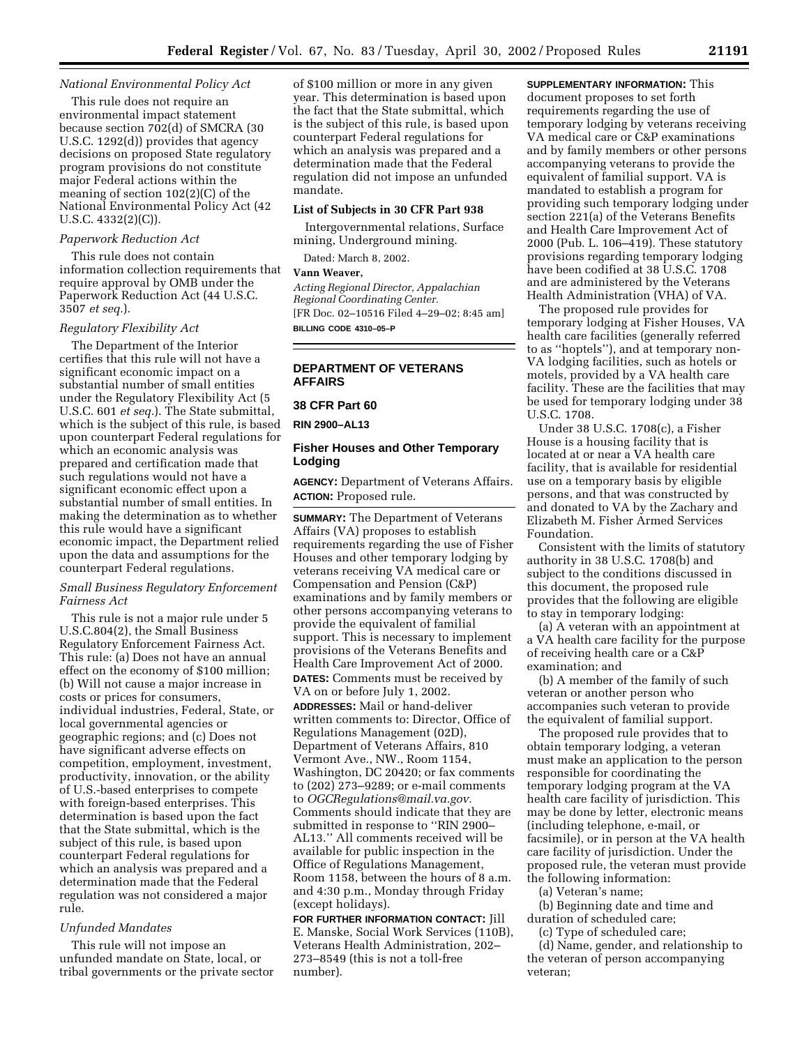*National Environmental Policy Act*

This rule does not require an environmental impact statement because section 702(d) of SMCRA (30 U.S.C. 1292(d)) provides that agency decisions on proposed State regulatory program provisions do not constitute major Federal actions within the meaning of section 102(2)(C) of the National Environmental Policy Act (42 U.S.C. 4332(2)(C)).

*Paperwork Reduction Act*

This rule does not contain information collection requirements that require approval by OMB under the Paperwork Reduction Act (44 U.S.C. 3507 *et seq.*).

*Regulatory Flexibility Act*

The Department of the Interior certifies that this rule will not have a significant economic impact on a substantial number of small entities under the Regulatory Flexibility Act (5 U.S.C. 601 *et seq.*). The State submittal, which is the subject of this rule, is based upon counterpart Federal regulations for which an economic analysis was prepared and certification made that such regulations would not have a significant economic effect upon a substantial number of small entities. In making the determination as to whether this rule would have a significant economic impact, the Department relied upon the data and assumptions for the counterpart Federal regulations.

*Small Business Regulatory Enforcement Fairness Act*

This rule is not a major rule under 5 U.S.C.804(2), the Small Business Regulatory Enforcement Fairness Act. This rule: (a) Does not have an annual effect on the economy of $100 million; (b) Will not cause a major increase in costs or prices for consumers, individual industries, Federal, State, or local governmental agencies or geographic regions; and (c) Does not have significant adverse effects on competition, employment, investment, productivity, innovation, or the ability of U.S.-based enterprises to compete with foreign-based enterprises. This determination is based upon the fact that the State submittal, which is the subject of this rule, is based upon counterpart Federal regulations for which an analysis was prepared and a determination made that the Federal regulation was not considered a major rule.

*Unfunded Mandates*

This rule will not impose an unfunded mandate on State, local, or tribal governments or the private sector of $100 million or more in any given year. This determination is based upon the fact that the State submittal, which is the subject of this rule, is based upon counterpart Federal regulations for which an analysis was prepared and a determination made that the Federal regulation did not impose an unfunded mandate.

**List of Subjects in 30 CFR Part 938**

Intergovernmental relations, Surface mining, Underground mining.

Dated: March 8, 2002.

**Vann Weaver,**

*Acting Regional Director, Appalachian Regional Coordinating Center.*

[FR Doc. 02–10516 Filed 4–29–02; 8:45 am]

**BILLING CODE 4310–05–P**

## DEPARTMENT OF VETERANS AFFAIRS

### 38 CFR Part 60

**RIN 2900–AL13**

### Fisher Houses and Other Temporary Lodging

**AGENCY:** Department of Veterans Affairs.

**ACTION:** Proposed rule.

**SUMMARY:** The Department of Veterans Affairs (VA) proposes to establish requirements regarding the use of Fisher Houses and other temporary lodging by veterans receiving VA medical care or Compensation and Pension (C&P) examinations and by family members or other persons accompanying veterans to provide the equivalent of familial support. This is necessary to implement provisions of the Veterans Benefits and Health Care Improvement Act of 2000.

**DATES:** Comments must be received by VA on or before July 1, 2002.

**ADDRESSES:** Mail or hand-deliver written comments to: Director, Office of Regulations Management (02D), Department of Veterans Affairs, 810 Vermont Ave., NW., Room 1154, Washington, DC 20420; or fax comments to (202) 273–9289; or e-mail comments to *OGCRegulations@mail.va.gov.* Comments should indicate that they are submitted in response to ''RIN 2900–AL13.'' All comments received will be available for public inspection in the Office of Regulations Management, Room 1158, between the hours of 8 a.m. and 4:30 p.m., Monday through Friday (except holidays).

**FOR FURTHER INFORMATION CONTACT:** Jill E. Manske, Social Work Services (110B), Veterans Health Administration, 202–273–8549 (this is not a toll-free number).

**SUPPLEMENTARY INFORMATION:** This document proposes to set forth requirements regarding the use of temporary lodging by veterans receiving VA medical care or C&P examinations and by family members or other persons accompanying veterans to provide the equivalent of familial support. VA is mandated to establish a program for providing such temporary lodging under section 221(a) of the Veterans Benefits and Health Care Improvement Act of 2000 (Pub. L. 106–419). These statutory provisions regarding temporary lodging have been codified at 38 U.S.C. 1708 and are administered by the Veterans Health Administration (VHA) of VA.

The proposed rule provides for temporary lodging at Fisher Houses, VA health care facilities (generally referred to as ''hoptels''), and at temporary non-VA lodging facilities, such as hotels or motels, provided by a VA health care facility. These are the facilities that may be used for temporary lodging under 38 U.S.C. 1708.

Under 38 U.S.C. 1708(c), a Fisher House is a housing facility that is located at or near a VA health care facility, that is available for residential use on a temporary basis by eligible persons, and that was constructed by and donated to VA by the Zachary and Elizabeth M. Fisher Armed Services Foundation.

Consistent with the limits of statutory authority in 38 U.S.C. 1708(b) and subject to the conditions discussed in this document, the proposed rule provides that the following are eligible to stay in temporary lodging:

(a) A veteran with an appointment at a VA health care facility for the purpose of receiving health care or a C&P examination; and

(b) A member of the family of such veteran or another person who accompanies such veteran to provide the equivalent of familial support.

The proposed rule provides that to obtain temporary lodging, a veteran must make an application to the person responsible for coordinating the temporary lodging program at the VA health care facility of jurisdiction. This may be done by letter, electronic means (including telephone, e-mail, or facsimile), or in person at the VA health care facility of jurisdiction. Under the proposed rule, the veteran must provide the following information:

(a) Veteran's name;

(b) Beginning date and time and duration of scheduled care;

(c) Type of scheduled care;

(d) Name, gender, and relationship to the veteran of person accompanying veteran;